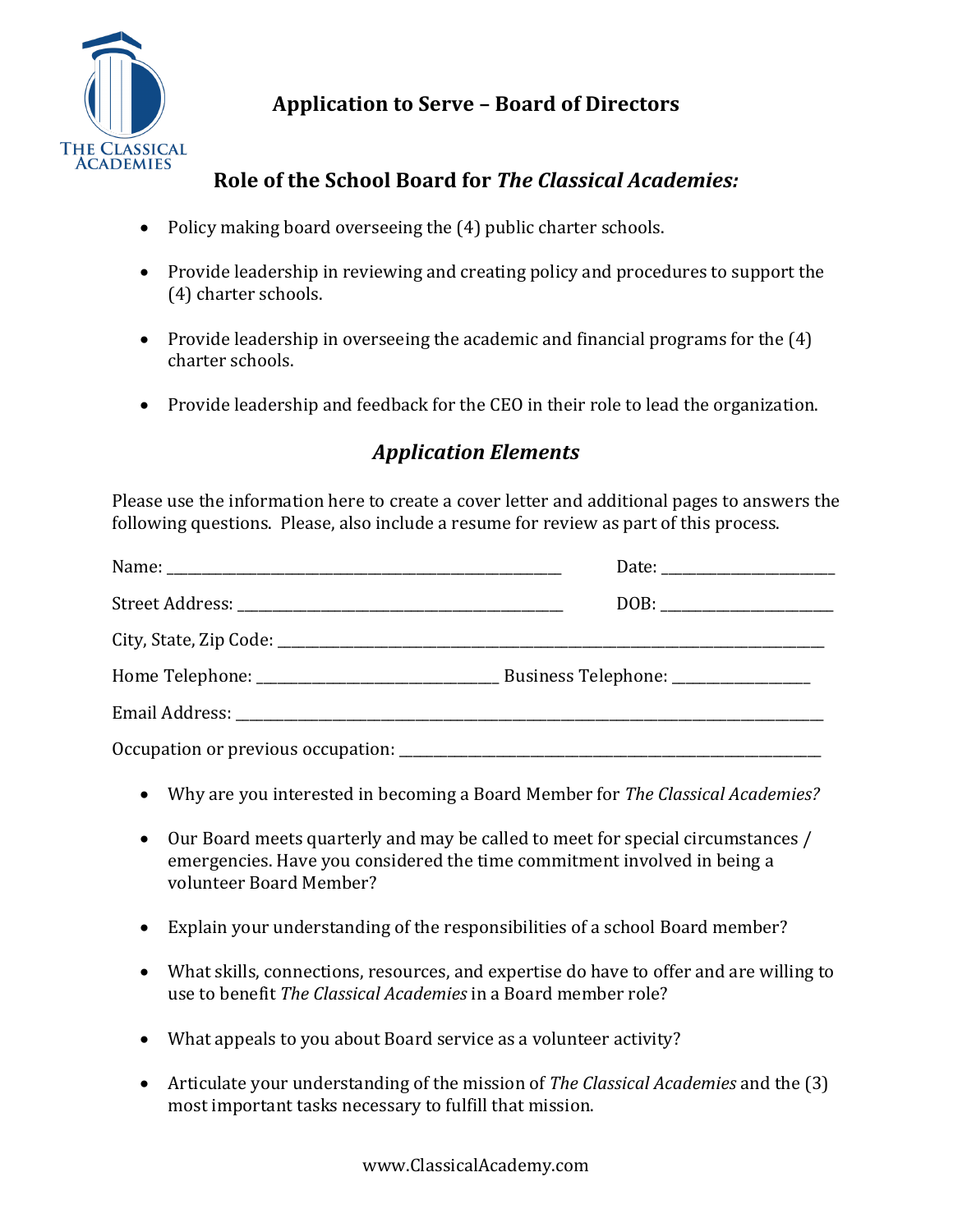THE CLASSICAL ACADEMIES

# Application to Serve – Board of Directors

## Role of the School Board for *The Classical Academies:*

- Policy making board overseeing the (4) public charter schools.
- Provide leadership in reviewing and creating policy and procedures to support the (4) charter schools.
- Provide leadership in overseeing the academic and financial programs for the (4) charter schools.
- Provide leadership and feedback for the CEO in their role to lead the organization.

## *Application Elements*

Please use the information here to create a cover letter and additional pages to answers the following questions. Please, also include a resume for review as part of this process.

Name: ______________________________________________________ Date: _______________________

Street Address: ____________________________________________ DOB: _______________________

City, State, Zip Code: ___________________________________________________________________________

Home Telephone: _______________________________ Business Telephone: __________________

Email Address: ________________________________________________________________________________

Occupation or previous occupation: ____________________________________________________________

- Why are you interested in becoming a Board Member for *The Classical Academies?*
- Our Board meets quarterly and may be called to meet for special circumstances / emergencies. Have you considered the time commitment involved in being a volunteer Board Member?
- Explain your understanding of the responsibilities of a school Board member?
- What skills, connections, resources, and expertise do have to offer and are willing to use to benefit *The Classical Academies* in a Board member role?
- What appeals to you about Board service as a volunteer activity?
- Articulate your understanding of the mission of *The Classical Academies* and the (3) most important tasks necessary to fulfill that mission.

www.ClassicalAcademy.com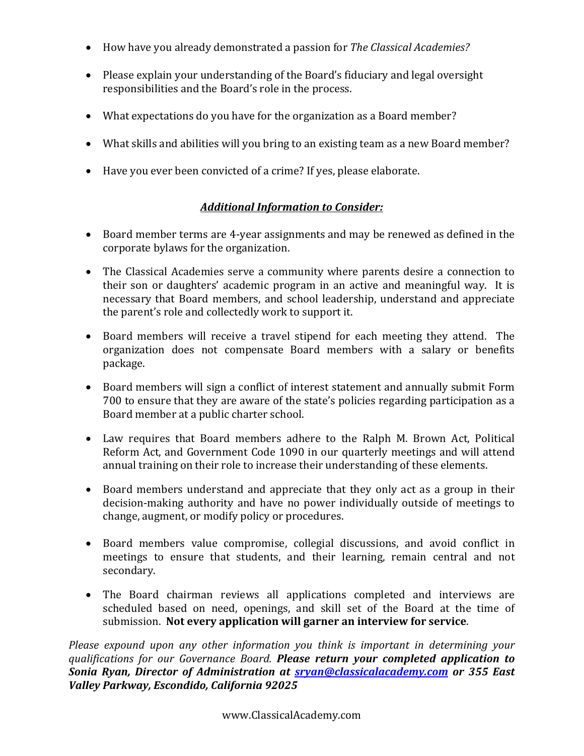- How have you already demonstrated a passion for *The Classical Academies?*

- Please explain your understanding of the Board's fiduciary and legal oversight responsibilities and the Board's role in the process.

- What expectations do you have for the organization as a Board member?

- What skills and abilities will you bring to an existing team as a new Board member?

- Have you ever been convicted of a crime? If yes, please elaborate.

## ***Additional Information to Consider:***

- Board member terms are 4-year assignments and may be renewed as defined in the corporate bylaws for the organization.

- The Classical Academies serve a community where parents desire a connection to their son or daughters' academic program in an active and meaningful way. It is necessary that Board members, and school leadership, understand and appreciate the parent's role and collectedly work to support it.

- Board members will receive a travel stipend for each meeting they attend. The organization does not compensate Board members with a salary or benefits package.

- Board members will sign a conflict of interest statement and annually submit Form 700 to ensure that they are aware of the state's policies regarding participation as a Board member at a public charter school.

- Law requires that Board members adhere to the Ralph M. Brown Act, Political Reform Act, and Government Code 1090 in our quarterly meetings and will attend annual training on their role to increase their understanding of these elements.

- Board members understand and appreciate that they only act as a group in their decision-making authority and have no power individually outside of meetings to change, augment, or modify policy or procedures.

- Board members value compromise, collegial discussions, and avoid conflict in meetings to ensure that students, and their learning, remain central and not secondary.

- The Board chairman reviews all applications completed and interviews are scheduled based on need, openings, and skill set of the Board at the time of submission. **Not every application will garner an interview for service**.

*Please expound upon any other information you think is important in determining your qualifications for our Governance Board.* ***Please return your completed application to Sonia Ryan, Director of Administration at [sryan@classicalacademy.com](mailto:sryan@classicalacademy.com) or 355 East Valley Parkway, Escondido, California 92025***

www.ClassicalAcademy.com